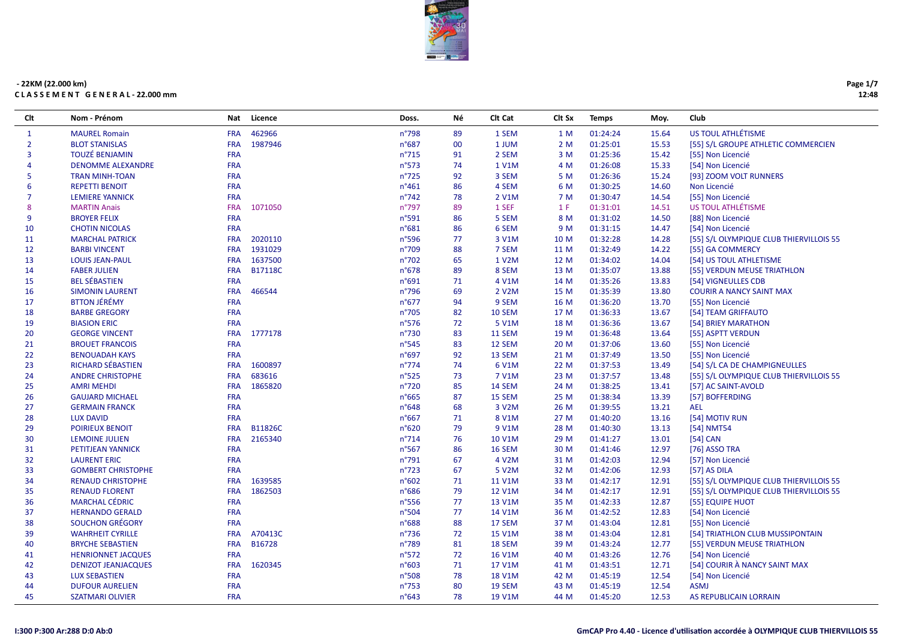- 22KM (22.000 km)

**C L A S S E M E N T   G E N E R A L - 22.000 mm**

| Clt | Nom - Prénom | Nat | Licence | Doss. | Né | Clt Cat | Clt Sx | Temps | Moy. | Club |
|---|---|---|---|---|---|---|---|---|---|---|
| 1 | MAUREL Romain | FRA | 462966 | n°798 | 89 | 1 SEM | 1 M | 01:24:24 | 15.64 | US TOUL ATHLÉTISME |
| 2 | BLOT STANISLAS | FRA | 1987946 | n°687 | 00 | 1 JUM | 2 M | 01:25:01 | 15.53 | [55] S/L GROUPE ATHLETIC COMMERCIEN |
| 3 | TOUZÉ BENJAMIN | FRA | | n°715 | 91 | 2 SEM | 3 M | 01:25:36 | 15.42 | [55] Non Licencié |
| 4 | DENOMME ALEXANDRE | FRA | | n°573 | 74 | 1 V1M | 4 M | 01:26:08 | 15.33 | [54] Non Licencié |
| 5 | TRAN MINH-TOAN | FRA | | n°725 | 92 | 3 SEM | 5 M | 01:26:36 | 15.24 | [93] ZOOM VOLT RUNNERS |
| 6 | REPETTI BENOIT | FRA | | n°461 | 86 | 4 SEM | 6 M | 01:30:25 | 14.60 | Non Licencié |
| 7 | LEMIERE YANNICK | FRA | | n°742 | 78 | 2 V1M | 7 M | 01:30:47 | 14.54 | [55] Non Licencié |
| 8 | MARTIN Anais | FRA | 1071050 | n°797 | 89 | 1 SEF | 1 F | 01:31:01 | 14.51 | US TOUL ATHLÉTISME |
| 9 | BROYER FELIX | FRA | | n°591 | 86 | 5 SEM | 8 M | 01:31:02 | 14.50 | [88] Non Licencié |
| 10 | CHOTIN NICOLAS | FRA | | n°681 | 86 | 6 SEM | 9 M | 01:31:15 | 14.47 | [54] Non Licencié |
| 11 | MARCHAL PATRICK | FRA | 2020110 | n°596 | 77 | 3 V1M | 10 M | 01:32:28 | 14.28 | [55] S/L OLYMPIQUE CLUB THIERVILLOIS 55 |
| 12 | BARBI VINCENT | FRA | 1931029 | n°709 | 88 | 7 SEM | 11 M | 01:32:49 | 14.22 | [55] GA COMMERCY |
| 13 | LOUIS JEAN-PAUL | FRA | 1637500 | n°702 | 65 | 1 V2M | 12 M | 01:34:02 | 14.04 | [54] US TOUL ATHLETISME |
| 14 | FABER JULIEN | FRA | B17118C | n°678 | 89 | 8 SEM | 13 M | 01:35:07 | 13.88 | [55] VERDUN MEUSE TRIATHLON |
| 15 | BEL SÉBASTIEN | FRA | | n°691 | 71 | 4 V1M | 14 M | 01:35:26 | 13.83 | [54] VIGNEULLES CDB |
| 16 | SIMONIN LAURENT | FRA | 466544 | n°796 | 69 | 2 V2M | 15 M | 01:35:39 | 13.80 | COURIR A NANCY SAINT MAX |
| 17 | BTTON JÉRÉMY | FRA | | n°677 | 94 | 9 SEM | 16 M | 01:36:20 | 13.70 | [55] Non Licencié |
| 18 | BARBE GREGORY | FRA | | n°705 | 82 | 10 SEM | 17 M | 01:36:33 | 13.67 | [54] TEAM GRIFFAUTO |
| 19 | BIASION ERIC | FRA | | n°576 | 72 | 5 V1M | 18 M | 01:36:36 | 13.67 | [54] BRIEY MARATHON |
| 20 | GEORGE VINCENT | FRA | 1777178 | n°730 | 83 | 11 SEM | 19 M | 01:36:48 | 13.64 | [55] ASPTT VERDUN |
| 21 | BROUET FRANCOIS | FRA | | n°545 | 83 | 12 SEM | 20 M | 01:37:06 | 13.60 | [55] Non Licencié |
| 22 | BENOUADAH KAYS | FRA | | n°697 | 92 | 13 SEM | 21 M | 01:37:49 | 13.50 | [55] Non Licencié |
| 23 | RICHARD SÉBASTIEN | FRA | 1600897 | n°774 | 74 | 6 V1M | 22 M | 01:37:53 | 13.49 | [54] S/L CA DE CHAMPIGNEULLES |
| 24 | ANDRE CHRISTOPHE | FRA | 683616 | n°525 | 73 | 7 V1M | 23 M | 01:37:57 | 13.48 | [55] S/L OLYMPIQUE CLUB THIERVILLOIS 55 |
| 25 | AMRI MEHDI | FRA | 1865820 | n°720 | 85 | 14 SEM | 24 M | 01:38:25 | 13.41 | [57] AC SAINT-AVOLD |
| 26 | GAUJARD MICHAEL | FRA | | n°665 | 87 | 15 SEM | 25 M | 01:38:34 | 13.39 | [57] BOFFERDING |
| 27 | GERMAIN FRANCK | FRA | | n°648 | 68 | 3 V2M | 26 M | 01:39:55 | 13.21 | AEL |
| 28 | LUX DAVID | FRA | | n°667 | 71 | 8 V1M | 27 M | 01:40:20 | 13.16 | [54] MOTIV RUN |
| 29 | POIRIEUX BENOIT | FRA | B11826C | n°620 | 79 | 9 V1M | 28 M | 01:40:30 | 13.13 | [54] NMT54 |
| 30 | LEMOINE JULIEN | FRA | 2165340 | n°714 | 76 | 10 V1M | 29 M | 01:41:27 | 13.01 | [54] CAN |
| 31 | PETITJEAN YANNICK | FRA | | n°567 | 86 | 16 SEM | 30 M | 01:41:46 | 12.97 | [76] ASSO TRA |
| 32 | LAURENT ERIC | FRA | | n°791 | 67 | 4 V2M | 31 M | 01:42:03 | 12.94 | [57] Non Licencié |
| 33 | GOMBERT CHRISTOPHE | FRA | | n°723 | 67 | 5 V2M | 32 M | 01:42:06 | 12.93 | [57] AS DILA |
| 34 | RENAUD CHRISTOPHE | FRA | 1639585 | n°602 | 71 | 11 V1M | 33 M | 01:42:17 | 12.91 | [55] S/L OLYMPIQUE CLUB THIERVILLOIS 55 |
| 35 | RENAUD FLORENT | FRA | 1862503 | n°686 | 79 | 12 V1M | 34 M | 01:42:17 | 12.91 | [55] S/L OLYMPIQUE CLUB THIERVILLOIS 55 |
| 36 | MARCHAL CÉDRIC | FRA | | n°556 | 77 | 13 V1M | 35 M | 01:42:33 | 12.87 | [55] EQUIPE HUOT |
| 37 | HERNANDO GERALD | FRA | | n°504 | 77 | 14 V1M | 36 M | 01:42:52 | 12.83 | [54] Non Licencié |
| 38 | SOUCHON GRÉGORY | FRA | | n°688 | 88 | 17 SEM | 37 M | 01:43:04 | 12.81 | [55] Non Licencié |
| 39 | WAHRHEIT CYRILLE | FRA | A70413C | n°736 | 72 | 15 V1M | 38 M | 01:43:04 | 12.81 | [54] TRIATHLON CLUB MUSSIPONTAIN |
| 40 | BRYCHE SEBASTIEN | FRA | B16728 | n°789 | 81 | 18 SEM | 39 M | 01:43:24 | 12.77 | [55] VERDUN MEUSE TRIATHLON |
| 41 | HENRIONNET JACQUES | FRA | | n°572 | 72 | 16 V1M | 40 M | 01:43:26 | 12.76 | [54] Non Licencié |
| 42 | DENIZOT JEANJACQUES | FRA | 1620345 | n°603 | 71 | 17 V1M | 41 M | 01:43:51 | 12.71 | [54] COURIR À NANCY SAINT MAX |
| 43 | LUX SEBASTIEN | FRA | | n°508 | 78 | 18 V1M | 42 M | 01:45:19 | 12.54 | [54] Non Licencié |
| 44 | DUFOUR AURELIEN | FRA | | n°753 | 80 | 19 SEM | 43 M | 01:45:19 | 12.54 | ASMJ |
| 45 | SZATMARI OLIVIER | FRA | | n°643 | 78 | 19 V1M | 44 M | 01:45:20 | 12.53 | AS REPUBLICAIN LORRAIN |

I:300 P:300 Ar:288 D:0 Ab:0

GmCAP Pro 4.40 - Licence d'utilisation accordée à OLYMPIQUE CLUB THIERVILLOIS 55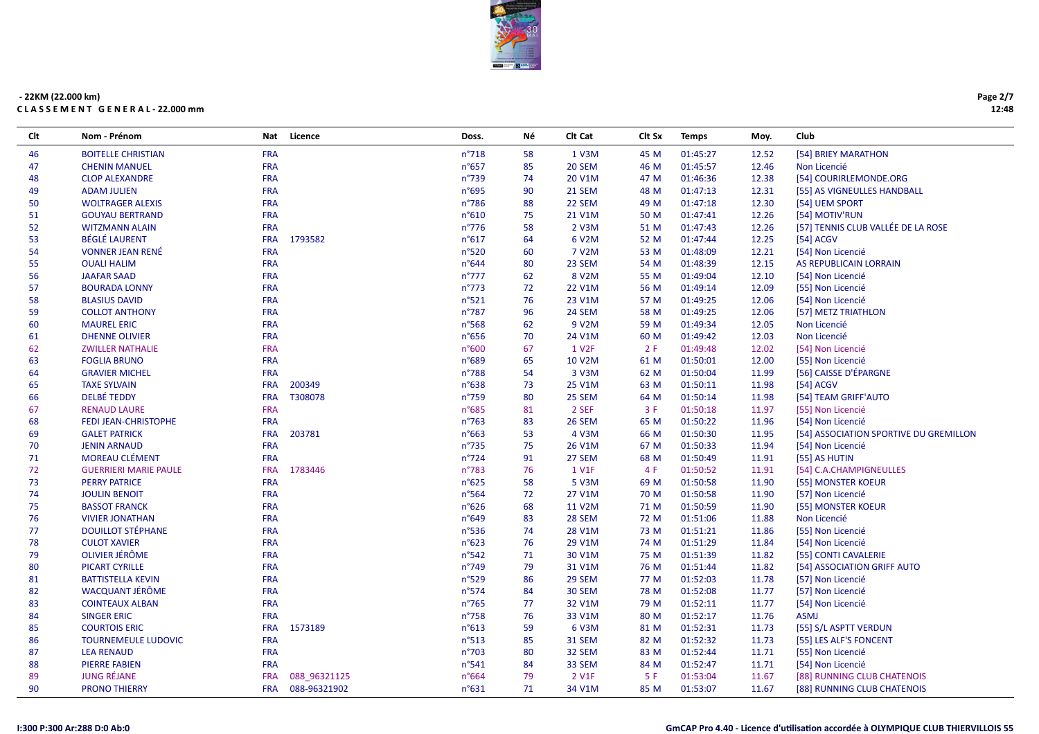**- 22KM (22.000 km)**
**C L A S S E M E N T   G E N E R A L - 22.000 mm**

| Clt | Nom - Prénom | Nat | Licence | Doss. | Né | Clt Cat | Clt Sx | Temps | Moy. | Club |
|---|---|---|---|---|---|---|---|---|---|---|
| 46 | BOITELLE CHRISTIAN | FRA | | n°718 | 58 | 1 V3M | 45 M | 01:45:27 | 12.52 | [54] BRIEY MARATHON |
| 47 | CHENIN MANUEL | FRA | | n°657 | 85 | 20 SEM | 46 M | 01:45:57 | 12.46 | Non Licencié |
| 48 | CLOP ALEXANDRE | FRA | | n°739 | 74 | 20 V1M | 47 M | 01:46:36 | 12.38 | [54] COURIRLEMONDE.ORG |
| 49 | ADAM JULIEN | FRA | | n°695 | 90 | 21 SEM | 48 M | 01:47:13 | 12.31 | [55] AS VIGNEULLES HANDBALL |
| 50 | WOLTRAGER ALEXIS | FRA | | n°786 | 88 | 22 SEM | 49 M | 01:47:18 | 12.30 | [54] UEM SPORT |
| 51 | GOUYAU BERTRAND | FRA | | n°610 | 75 | 21 V1M | 50 M | 01:47:41 | 12.26 | [54] MOTIV'RUN |
| 52 | WITZMANN ALAIN | FRA | | n°776 | 58 | 2 V3M | 51 M | 01:47:43 | 12.26 | [57] TENNIS CLUB VALLÉE DE LA ROSE |
| 53 | BÉGLÉ LAURENT | FRA | 1793582 | n°617 | 64 | 6 V2M | 52 M | 01:47:44 | 12.25 | [54] ACGV |
| 54 | VONNER JEAN RENÉ | FRA | | n°520 | 60 | 7 V2M | 53 M | 01:48:09 | 12.21 | [54] Non Licencié |
| 55 | OUALI HALIM | FRA | | n°644 | 80 | 23 SEM | 54 M | 01:48:39 | 12.15 | AS REPUBLICAIN LORRAIN |
| 56 | JAAFAR SAAD | FRA | | n°777 | 62 | 8 V2M | 55 M | 01:49:04 | 12.10 | [54] Non Licencié |
| 57 | BOURADA LONNY | FRA | | n°773 | 72 | 22 V1M | 56 M | 01:49:14 | 12.09 | [55] Non Licencié |
| 58 | BLASIUS DAVID | FRA | | n°521 | 76 | 23 V1M | 57 M | 01:49:25 | 12.06 | [54] Non Licencié |
| 59 | COLLOT ANTHONY | FRA | | n°787 | 96 | 24 SEM | 58 M | 01:49:25 | 12.06 | [57] METZ TRIATHLON |
| 60 | MAUREL ERIC | FRA | | n°568 | 62 | 9 V2M | 59 M | 01:49:34 | 12.05 | Non Licencié |
| 61 | DHENNE OLIVIER | FRA | | n°656 | 70 | 24 V1M | 60 M | 01:49:42 | 12.03 | Non Licencié |
| 62 | ZWILLER NATHALIE | FRA | | n°600 | 67 | 1 V2F | 2 F | 01:49:48 | 12.02 | [54] Non Licencié |
| 63 | FOGLIA BRUNO | FRA | | n°689 | 65 | 10 V2M | 61 M | 01:50:01 | 12.00 | [55] Non Licencié |
| 64 | GRAVIER MICHEL | FRA | | n°788 | 54 | 3 V3M | 62 M | 01:50:04 | 11.99 | [56] CAISSE D'ÉPARGNE |
| 65 | TAXE SYLVAIN | FRA | 200349 | n°638 | 73 | 25 V1M | 63 M | 01:50:11 | 11.98 | [54] ACGV |
| 66 | DELBÉ TEDDY | FRA | T308078 | n°759 | 80 | 25 SEM | 64 M | 01:50:14 | 11.98 | [54] TEAM GRIFF'AUTO |
| 67 | RENAUD LAURE | FRA | | n°685 | 81 | 2 SEF | 3 F | 01:50:18 | 11.97 | [55] Non Licencié |
| 68 | FEDI JEAN-CHRISTOPHE | FRA | | n°763 | 83 | 26 SEM | 65 M | 01:50:22 | 11.96 | [54] Non Licencié |
| 69 | GALET PATRICK | FRA | 203781 | n°663 | 53 | 4 V3M | 66 M | 01:50:30 | 11.95 | [54] ASSOCIATION SPORTIVE DU GREMILLON |
| 70 | JENIN ARNAUD | FRA | | n°735 | 75 | 26 V1M | 67 M | 01:50:33 | 11.94 | [54] Non Licencié |
| 71 | MOREAU CLÉMENT | FRA | | n°724 | 91 | 27 SEM | 68 M | 01:50:49 | 11.91 | [55] AS HUTIN |
| 72 | GUERRIERI MARIE PAULE | FRA | 1783446 | n°783 | 76 | 1 V1F | 4 F | 01:50:52 | 11.91 | [54] C.A.CHAMPIGNEULLES |
| 73 | PERRY PATRICE | FRA | | n°625 | 58 | 5 V3M | 69 M | 01:50:58 | 11.90 | [55] MONSTER KOEUR |
| 74 | JOULIN BENOIT | FRA | | n°564 | 72 | 27 V1M | 70 M | 01:50:58 | 11.90 | [57] Non Licencié |
| 75 | BASSOT FRANCK | FRA | | n°626 | 68 | 11 V2M | 71 M | 01:50:59 | 11.90 | [55] MONSTER KOEUR |
| 76 | VIVIER JONATHAN | FRA | | n°649 | 83 | 28 SEM | 72 M | 01:51:06 | 11.88 | Non Licencié |
| 77 | DOUILLOT STÉPHANE | FRA | | n°536 | 74 | 28 V1M | 73 M | 01:51:21 | 11.86 | [55] Non Licencié |
| 78 | CULOT XAVIER | FRA | | n°623 | 76 | 29 V1M | 74 M | 01:51:29 | 11.84 | [54] Non Licencié |
| 79 | OLIVIER JÉRÔME | FRA | | n°542 | 71 | 30 V1M | 75 M | 01:51:39 | 11.82 | [55] CONTI CAVALERIE |
| 80 | PICART CYRILLE | FRA | | n°749 | 79 | 31 V1M | 76 M | 01:51:44 | 11.82 | [54] ASSOCIATION GRIFF AUTO |
| 81 | BATTISTELLA KEVIN | FRA | | n°529 | 86 | 29 SEM | 77 M | 01:52:03 | 11.78 | [57] Non Licencié |
| 82 | WACQUANT JÉRÔME | FRA | | n°574 | 84 | 30 SEM | 78 M | 01:52:08 | 11.77 | [57] Non Licencié |
| 83 | COINTEAUX ALBAN | FRA | | n°765 | 77 | 32 V1M | 79 M | 01:52:11 | 11.77 | [54] Non Licencié |
| 84 | SINGER ERIC | FRA | | n°758 | 76 | 33 V1M | 80 M | 01:52:17 | 11.76 | ASMJ |
| 85 | COURTOIS ERIC | FRA | 1573189 | n°613 | 59 | 6 V3M | 81 M | 01:52:31 | 11.73 | [55] S/L ASPTT VERDUN |
| 86 | TOURNEMEULE LUDOVIC | FRA | | n°513 | 85 | 31 SEM | 82 M | 01:52:32 | 11.73 | [55] LES ALF'S FONCENT |
| 87 | LEA RENAUD | FRA | | n°703 | 80 | 32 SEM | 83 M | 01:52:44 | 11.71 | [55] Non Licencié |
| 88 | PIERRE FABIEN | FRA | | n°541 | 84 | 33 SEM | 84 M | 01:52:47 | 11.71 | [54] Non Licencié |
| 89 | JUNG RÉJANE | FRA | 088_96321125 | n°664 | 79 | 2 V1F | 5 F | 01:53:04 | 11.67 | [88] RUNNING CLUB CHATENOIS |
| 90 | PRONO THIERRY | FRA | 088-96321902 | n°631 | 71 | 34 V1M | 85 M | 01:53:07 | 11.67 | [88] RUNNING CLUB CHATENOIS |

I:300 P:300 Ar:288 D:0 Ab:0

GmCAP Pro 4.40 - Licence d'utilisation accordée à OLYMPIQUE CLUB THIERVILLOIS 55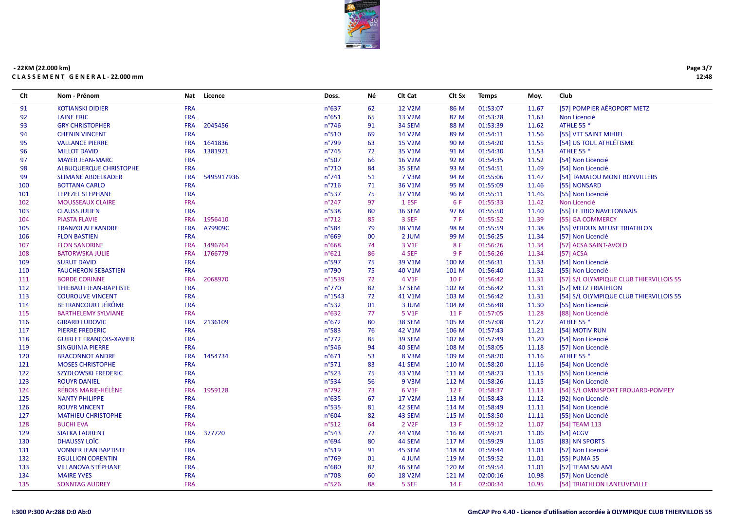- 22KM (22.000 km)

**CLASSEMENT GENERAL - 22.000 mm**

| Clt | Nom - Prénom | Nat | Licence | Doss. | Né | Clt Cat | Clt Sx | Temps | Moy. | Club |
|---|---|---|---|---|---|---|---|---|---|---|
| 91 | KOTIANSKI DIDIER | FRA | | n°637 | 62 | 12 V2M | 86 M | 01:53:07 | 11.67 | [57] POMPIER AÉROPORT METZ |
| 92 | LAINE ERIC | FRA | | n°651 | 65 | 13 V2M | 87 M | 01:53:28 | 11.63 | Non Licencié |
| 93 | GRY CHRISTOPHER | FRA | 2045456 | n°746 | 91 | 34 SEM | 88 M | 01:53:39 | 11.62 | ATHLE 55 * |
| 94 | CHENIN VINCENT | FRA | | n°510 | 69 | 14 V2M | 89 M | 01:54:11 | 11.56 | [55] VTT SAINT MIHIEL |
| 95 | VALLANCE PIERRE | FRA | 1641836 | n°799 | 63 | 15 V2M | 90 M | 01:54:20 | 11.55 | [54] US TOUL ATHLÉTISME |
| 96 | MILLOT DAVID | FRA | 1381921 | n°745 | 72 | 35 V1M | 91 M | 01:54:30 | 11.53 | ATHLE 55 * |
| 97 | MAYER JEAN-MARC | FRA | | n°507 | 66 | 16 V2M | 92 M | 01:54:35 | 11.52 | [54] Non Licencié |
| 98 | ALBUQUERQUE CHRISTOPHE | FRA | | n°710 | 84 | 35 SEM | 93 M | 01:54:51 | 11.49 | [54] Non Licencié |
| 99 | SLIMANE ABDELKADER | FRA | 5495917936 | n°741 | 51 | 7 V3M | 94 M | 01:55:06 | 11.47 | [54] TAMALOU MONT BONVILLERS |
| 100 | BOTTANA CARLO | FRA | | n°716 | 71 | 36 V1M | 95 M | 01:55:09 | 11.46 | [55] NONSARD |
| 101 | LEPEZEL STEPHANE | FRA | | n°537 | 75 | 37 V1M | 96 M | 01:55:11 | 11.46 | [55] Non Licencié |
| 102 | MOUSSEAUX CLAIRE | FRA | | n°247 | 97 | 1 ESF | 6 F | 01:55:33 | 11.42 | Non Licencié |
| 103 | CLAUSS JULIEN | FRA | | n°538 | 80 | 36 SEM | 97 M | 01:55:50 | 11.40 | [55] LE TRIO NAVETONNAIS |
| 104 | PIASTA FLAVIE | FRA | 1956410 | n°712 | 85 | 3 SEF | 7 F | 01:55:52 | 11.39 | [55] GA COMMERCY |
| 105 | FRANZOI ALEXANDRE | FRA | A79909C | n°584 | 79 | 38 V1M | 98 M | 01:55:59 | 11.38 | [55] VERDUN MEUSE TRIATHLON |
| 106 | FLON BASTIEN | FRA | | n°669 | 00 | 2 JUM | 99 M | 01:56:25 | 11.34 | [57] Non Licencié |
| 107 | FLON SANDRINE | FRA | 1496764 | n°668 | 74 | 3 V1F | 8 F | 01:56:26 | 11.34 | [57] ACSA SAINT-AVOLD |
| 108 | BATORWSKA JULIE | FRA | 1766779 | n°621 | 86 | 4 SEF | 9 F | 01:56:26 | 11.34 | [57] ACSA |
| 109 | SURUT DAVID | FRA | | n°597 | 75 | 39 V1M | 100 M | 01:56:31 | 11.33 | [54] Non Licencié |
| 110 | FAUCHERON SEBASTIEN | FRA | | n°790 | 75 | 40 V1M | 101 M | 01:56:40 | 11.32 | [55] Non Licencié |
| 111 | BORDE CORINNE | FRA | 2068970 | n°1539 | 72 | 4 V1F | 10 F | 01:56:42 | 11.31 | [57] S/L OLYMPIQUE CLUB THIERVILLOIS 55 |
| 112 | THIEBAUT JEAN-BAPTISTE | FRA | | n°770 | 82 | 37 SEM | 102 M | 01:56:42 | 11.31 | [57] METZ TRIATHLON |
| 113 | COUROUVE VINCENT | FRA | | n°1543 | 72 | 41 V1M | 103 M | 01:56:42 | 11.31 | [54] S/L OLYMPIQUE CLUB THIERVILLOIS 55 |
| 114 | BETRANCOURT JÉRÔME | FRA | | n°532 | 01 | 3 JUM | 104 M | 01:56:48 | 11.30 | [55] Non Licencié |
| 115 | BARTHELEMY SYLVIANE | FRA | | n°632 | 77 | 5 V1F | 11 F | 01:57:05 | 11.28 | [88] Non Licencié |
| 116 | GIRARD LUDOVIC | FRA | 2136109 | n°672 | 80 | 38 SEM | 105 M | 01:57:08 | 11.27 | ATHLE 55 * |
| 117 | PIERRE FREDERIC | FRA | | n°583 | 76 | 42 V1M | 106 M | 01:57:43 | 11.21 | [54] MOTIV RUN |
| 118 | GUIRLET FRANÇOIS-XAVIER | FRA | | n°772 | 85 | 39 SEM | 107 M | 01:57:49 | 11.20 | [54] Non Licencié |
| 119 | SINGUINIA PIERRE | FRA | | n°546 | 94 | 40 SEM | 108 M | 01:58:05 | 11.18 | [57] Non Licencié |
| 120 | BRACONNOT ANDRE | FRA | 1454734 | n°671 | 53 | 8 V3M | 109 M | 01:58:20 | 11.16 | ATHLE 55 * |
| 121 | MOSES CHRISTOPHE | FRA | | n°571 | 83 | 41 SEM | 110 M | 01:58:20 | 11.16 | [54] Non Licencié |
| 122 | SZYDLOWSKI FREDERIC | FRA | | n°523 | 75 | 43 V1M | 111 M | 01:58:23 | 11.15 | [55] Non Licencié |
| 123 | ROUYR DANIEL | FRA | | n°534 | 56 | 9 V3M | 112 M | 01:58:26 | 11.15 | [54] Non Licencié |
| 124 | RÉBOIS MARIE-HÉLÈNE | FRA | 1959128 | n°792 | 73 | 6 V1F | 12 F | 01:58:37 | 11.13 | [54] S/L OMNISPORT FROUARD-POMPEY |
| 125 | NANTY PHILIPPE | FRA | | n°635 | 67 | 17 V2M | 113 M | 01:58:43 | 11.12 | [92] Non Licencié |
| 126 | ROUYR VINCENT | FRA | | n°535 | 81 | 42 SEM | 114 M | 01:58:49 | 11.11 | [54] Non Licencié |
| 127 | MATHIEU CHRISTOPHE | FRA | | n°604 | 82 | 43 SEM | 115 M | 01:58:50 | 11.11 | [55] Non Licencié |
| 128 | BUCHI EVA | FRA | | n°512 | 64 | 2 V2F | 13 F | 01:59:12 | 11.07 | [54] TEAM 113 |
| 129 | SIATKA LAURENT | FRA | 377720 | n°543 | 72 | 44 V1M | 116 M | 01:59:21 | 11.06 | [54] ACGV |
| 130 | DHAUSSY LOÏC | FRA | | n°694 | 80 | 44 SEM | 117 M | 01:59:29 | 11.05 | [83] NN SPORTS |
| 131 | VONNER JEAN BAPTISTE | FRA | | n°519 | 91 | 45 SEM | 118 M | 01:59:44 | 11.03 | [57] Non Licencié |
| 132 | EGULLION CORENTIN | FRA | | n°769 | 01 | 4 JUM | 119 M | 01:59:52 | 11.01 | [55] PUMA 55 |
| 133 | VILLANOVA STÉPHANE | FRA | | n°680 | 82 | 46 SEM | 120 M | 01:59:54 | 11.01 | [57] TEAM SALAMI |
| 134 | MAIRE YVES | FRA | | n°708 | 60 | 18 V2M | 121 M | 02:00:16 | 10.98 | [57] Non Licencié |
| 135 | SONNTAG AUDREY | FRA | | n°526 | 88 | 5 SEF | 14 F | 02:00:34 | 10.95 | [54] TRIATHLON LANEUVEVILLE |

I:300 P:300 Ar:288 D:0 Ab:0

GmCAP Pro 4.40 - Licence d'utilisation accordée à OLYMPIQUE CLUB THIERVILLOIS 55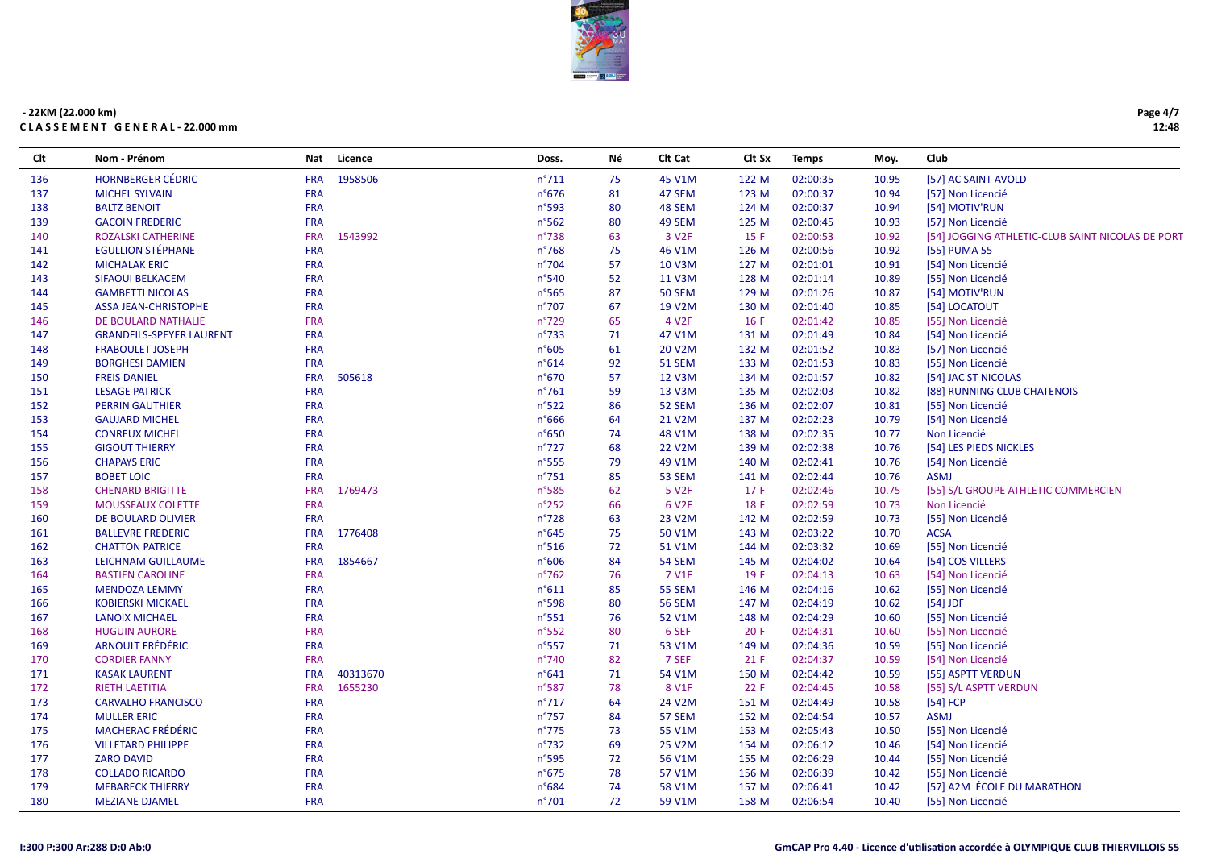- 22KM (22.000 km)

**C L A S S E M E N T   G E N E R A L - 22.000 mm**

| Clt | Nom - Prénom | Nat | Licence | Doss. | Né | Clt Cat | Clt Sx | Temps | Moy. | Club |
|---|---|---|---|---|---|---|---|---|---|---|
| 136 | HORNBERGER CÉDRIC | FRA | 1958506 | n°711 | 75 | 45 V1M | 122 M | 02:00:35 | 10.95 | [57] AC SAINT-AVOLD |
| 137 | MICHEL SYLVAIN | FRA | | n°676 | 81 | 47 SEM | 123 M | 02:00:37 | 10.94 | [57] Non Licencié |
| 138 | BALTZ BENOIT | FRA | | n°593 | 80 | 48 SEM | 124 M | 02:00:37 | 10.94 | [54] MOTIV'RUN |
| 139 | GACOIN FREDERIC | FRA | | n°562 | 80 | 49 SEM | 125 M | 02:00:45 | 10.93 | [57] Non Licencié |
| 140 | ROZALSKI CATHERINE | FRA | 1543992 | n°738 | 63 | 3 V2F | 15 F | 02:00:53 | 10.92 | [54] JOGGING ATHLETIC-CLUB SAINT NICOLAS DE PORT |
| 141 | EGULLION STÉPHANE | FRA | | n°768 | 75 | 46 V1M | 126 M | 02:00:56 | 10.92 | [55] PUMA 55 |
| 142 | MICHALAK ERIC | FRA | | n°704 | 57 | 10 V3M | 127 M | 02:01:01 | 10.91 | [54] Non Licencié |
| 143 | SIFAOUI BELKACEM | FRA | | n°540 | 52 | 11 V3M | 128 M | 02:01:14 | 10.89 | [55] Non Licencié |
| 144 | GAMBETTI NICOLAS | FRA | | n°565 | 87 | 50 SEM | 129 M | 02:01:26 | 10.87 | [54] MOTIV'RUN |
| 145 | ASSA JEAN-CHRISTOPHE | FRA | | n°707 | 67 | 19 V2M | 130 M | 02:01:40 | 10.85 | [54] LOCATOUT |
| 146 | DE BOULARD NATHALIE | FRA | | n°729 | 65 | 4 V2F | 16 F | 02:01:42 | 10.85 | [55] Non Licencié |
| 147 | GRANDFILS-SPEYER LAURENT | FRA | | n°733 | 71 | 47 V1M | 131 M | 02:01:49 | 10.84 | [54] Non Licencié |
| 148 | FRABOULET JOSEPH | FRA | | n°605 | 61 | 20 V2M | 132 M | 02:01:52 | 10.83 | [57] Non Licencié |
| 149 | BORGHESI DAMIEN | FRA | | n°614 | 92 | 51 SEM | 133 M | 02:01:53 | 10.83 | [55] Non Licencié |
| 150 | FREIS DANIEL | FRA | 505618 | n°670 | 57 | 12 V3M | 134 M | 02:01:57 | 10.82 | [54] JAC ST NICOLAS |
| 151 | LESAGE PATRICK | FRA | | n°761 | 59 | 13 V3M | 135 M | 02:02:03 | 10.82 | [88] RUNNING CLUB CHATENOIS |
| 152 | PERRIN GAUTHIER | FRA | | n°522 | 86 | 52 SEM | 136 M | 02:02:07 | 10.81 | [55] Non Licencié |
| 153 | GAUJARD MICHEL | FRA | | n°666 | 64 | 21 V2M | 137 M | 02:02:23 | 10.79 | [54] Non Licencié |
| 154 | CONREUX MICHEL | FRA | | n°650 | 74 | 48 V1M | 138 M | 02:02:35 | 10.77 | Non Licencié |
| 155 | GIGOUT THIERRY | FRA | | n°727 | 68 | 22 V2M | 139 M | 02:02:38 | 10.76 | [54] LES PIEDS NICKLES |
| 156 | CHAPAYS ERIC | FRA | | n°555 | 79 | 49 V1M | 140 M | 02:02:41 | 10.76 | [54] Non Licencié |
| 157 | BOBET LOIC | FRA | | n°751 | 85 | 53 SEM | 141 M | 02:02:44 | 10.76 | ASMJ |
| 158 | CHENARD BRIGITTE | FRA | 1769473 | n°585 | 62 | 5 V2F | 17 F | 02:02:46 | 10.75 | [55] S/L GROUPE ATHLETIC COMMERCIEN |
| 159 | MOUSSEAUX COLETTE | FRA | | n°252 | 66 | 6 V2F | 18 F | 02:02:59 | 10.73 | Non Licencié |
| 160 | DE BOULARD OLIVIER | FRA | | n°728 | 63 | 23 V2M | 142 M | 02:02:59 | 10.73 | [55] Non Licencié |
| 161 | BALLEVRE FREDERIC | FRA | 1776408 | n°645 | 75 | 50 V1M | 143 M | 02:03:22 | 10.70 | ACSA |
| 162 | CHATTON PATRICE | FRA | | n°516 | 72 | 51 V1M | 144 M | 02:03:32 | 10.69 | [55] Non Licencié |
| 163 | LEICHNAM GUILLAUME | FRA | 1854667 | n°606 | 84 | 54 SEM | 145 M | 02:04:02 | 10.64 | [54] COS VILLERS |
| 164 | BASTIEN CAROLINE | FRA | | n°762 | 76 | 7 V1F | 19 F | 02:04:13 | 10.63 | [54] Non Licencié |
| 165 | MENDOZA LEMMY | FRA | | n°611 | 85 | 55 SEM | 146 M | 02:04:16 | 10.62 | [55] Non Licencié |
| 166 | KOBIERSKI MICKAEL | FRA | | n°598 | 80 | 56 SEM | 147 M | 02:04:19 | 10.62 | [54] JDF |
| 167 | LANOIX MICHAEL | FRA | | n°551 | 76 | 52 V1M | 148 M | 02:04:29 | 10.60 | [55] Non Licencié |
| 168 | HUGUIN AURORE | FRA | | n°552 | 80 | 6 SEF | 20 F | 02:04:31 | 10.60 | [55] Non Licencié |
| 169 | ARNOULT FRÉDÉRIC | FRA | | n°557 | 71 | 53 V1M | 149 M | 02:04:36 | 10.59 | [55] Non Licencié |
| 170 | CORDIER FANNY | FRA | | n°740 | 82 | 7 SEF | 21 F | 02:04:37 | 10.59 | [54] Non Licencié |
| 171 | KASAK LAURENT | FRA | 40313670 | n°641 | 71 | 54 V1M | 150 M | 02:04:42 | 10.59 | [55] ASPTT VERDUN |
| 172 | RIETH LAETITIA | FRA | 1655230 | n°587 | 78 | 8 V1F | 22 F | 02:04:45 | 10.58 | [55] S/L ASPTT VERDUN |
| 173 | CARVALHO FRANCISCO | FRA | | n°717 | 64 | 24 V2M | 151 M | 02:04:49 | 10.58 | [54] FCP |
| 174 | MULLER ERIC | FRA | | n°757 | 84 | 57 SEM | 152 M | 02:04:54 | 10.57 | ASMJ |
| 175 | MACHERAC FRÉDÉRIC | FRA | | n°775 | 73 | 55 V1M | 153 M | 02:05:43 | 10.50 | [55] Non Licencié |
| 176 | VILLETARD PHILIPPE | FRA | | n°732 | 69 | 25 V2M | 154 M | 02:06:12 | 10.46 | [54] Non Licencié |
| 177 | ZARO DAVID | FRA | | n°595 | 72 | 56 V1M | 155 M | 02:06:29 | 10.44 | [55] Non Licencié |
| 178 | COLLADO RICARDO | FRA | | n°675 | 78 | 57 V1M | 156 M | 02:06:39 | 10.42 | [55] Non Licencié |
| 179 | MEBARECK THIERRY | FRA | | n°684 | 74 | 58 V1M | 157 M | 02:06:41 | 10.42 | [57] A2M ÉCOLE DU MARATHON |
| 180 | MEZIANE DJAMEL | FRA | | n°701 | 72 | 59 V1M | 158 M | 02:06:54 | 10.40 | [55] Non Licencié |

I:300 P:300 Ar:288 D:0 Ab:0

GmCAP Pro 4.40 - Licence d'utilisation accordée à OLYMPIQUE CLUB THIERVILLOIS 55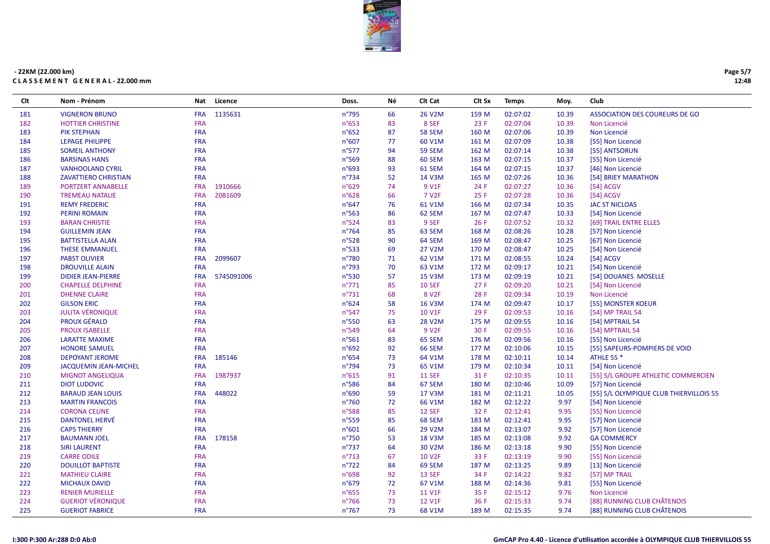**- 22KM (22.000 km)**

**CLASSEMENT GENERAL - 22.000 mm**

| Clt | Nom - Prénom | Nat | Licence | Doss. | Né | Clt Cat | Clt Sx | Temps | Moy. | Club |
|---|---|---|---|---|---|---|---|---|---|---|
| 181 | VIGNERON BRUNO | FRA | 1135631 | n°795 | 66 | 26 V2M | 159 M | 02:07:02 | 10.39 | ASSOCIATION DES COUREURS DE GO |
| 182 | HOTTIER CHRISTINE | FRA | | n°653 | 83 | 8 SEF | 23 F | 02:07:04 | 10.39 | Non Licencié |
| 183 | PIK STEPHAN | FRA | | n°652 | 87 | 58 SEM | 160 M | 02:07:06 | 10.39 | Non Licencié |
| 184 | LEPAGE PHILIPPE | FRA | | n°607 | 77 | 60 V1M | 161 M | 02:07:09 | 10.38 | [55] Non Licencié |
| 185 | SOMEIL ANTHONY | FRA | | n°577 | 94 | 59 SEM | 162 M | 02:07:14 | 10.38 | [55] ANTSORUN |
| 186 | BARSINAS HANS | FRA | | n°569 | 88 | 60 SEM | 163 M | 02:07:15 | 10.37 | [55] Non Licencié |
| 187 | VANHOOLAND CYRIL | FRA | | n°693 | 93 | 61 SEM | 164 M | 02:07:15 | 10.37 | [46] Non Licencié |
| 188 | ZAVATTIERO CHRISTIAN | FRA | | n°734 | 52 | 14 V3M | 165 M | 02:07:26 | 10.36 | [54] BRIEY MARATHON |
| 189 | PORTZERT ANNABELLE | FRA | 1910666 | n°629 | 74 | 9 V1F | 24 F | 02:07:27 | 10.36 | [54] ACGV |
| 190 | TREMEAU NATALIE | FRA | 2081609 | n°628 | 66 | 7 V2F | 25 F | 02:07:28 | 10.36 | [54] ACGV |
| 191 | REMY FREDERIC | FRA | | n°647 | 76 | 61 V1M | 166 M | 02:07:34 | 10.35 | JAC ST NICLOAS |
| 192 | PERINI ROMAIN | FRA | | n°563 | 86 | 62 SEM | 167 M | 02:07:47 | 10.33 | [54] Non Licencié |
| 193 | BARAN CHRISTIE | FRA | | n°524 | 83 | 9 SEF | 26 F | 02:07:52 | 10.32 | [69] TRAIL ENTRE ELLES |
| 194 | GUILLEMIN JEAN | FRA | | n°764 | 85 | 63 SEM | 168 M | 02:08:26 | 10.28 | [57] Non Licencié |
| 195 | BATTISTELLA ALAN | FRA | | n°528 | 90 | 64 SEM | 169 M | 02:08:47 | 10.25 | [67] Non Licencié |
| 196 | THESE EMMANUEL | FRA | | n°533 | 69 | 27 V2M | 170 M | 02:08:47 | 10.25 | [54] Non Licencié |
| 197 | PABST OLIVIER | FRA | 2099607 | n°780 | 71 | 62 V1M | 171 M | 02:08:55 | 10.24 | [54] ACGV |
| 198 | DROUVILLE ALAIN | FRA | | n°793 | 70 | 63 V1M | 172 M | 02:09:17 | 10.21 | [54] Non Licencié |
| 199 | DIDIER JEAN-PIERRE | FRA | 5745091006 | n°530 | 57 | 15 V3M | 173 M | 02:09:19 | 10.21 | [54] DOUANES MOSELLE |
| 200 | CHAPELLE DELPHINE | FRA | | n°771 | 85 | 10 SEF | 27 F | 02:09:20 | 10.21 | [54] Non Licencié |
| 201 | DHENNE CLAIRE | FRA | | n°731 | 68 | 8 V2F | 28 F | 02:09:34 | 10.19 | Non Licencié |
| 202 | GILSON ERIC | FRA | | n°624 | 58 | 16 V3M | 174 M | 02:09:47 | 10.17 | [55] MONSTER KOEUR |
| 203 | JULITA VÉRONIQUE | FRA | | n°547 | 75 | 10 V1F | 29 F | 02:09:53 | 10.16 | [54] MP TRAIL 54 |
| 204 | PROUX GÉRALD | FRA | | n°550 | 63 | 28 V2M | 175 M | 02:09:55 | 10.16 | [54] MPTRAIL 54 |
| 205 | PROUX ISABELLE | FRA | | n°549 | 64 | 9 V2F | 30 F | 02:09:55 | 10.16 | [54] MPTRAIL 54 |
| 206 | LARATTE MAXIME | FRA | | n°561 | 83 | 65 SEM | 176 M | 02:09:56 | 10.16 | [55] Non Licencié |
| 207 | HONORE SAMUEL | FRA | | n°692 | 92 | 66 SEM | 177 M | 02:10:06 | 10.15 | [55] SAPEURS-POMPIERS DE VOID |
| 208 | DEPOYANT JEROME | FRA | 185146 | n°654 | 73 | 64 V1M | 178 M | 02:10:11 | 10.14 | ATHLE 55 * |
| 209 | JACQUEMIN JEAN-MICHEL | FRA | | n°794 | 73 | 65 V1M | 179 M | 02:10:34 | 10.11 | [54] Non Licencié |
| 210 | MIGNOT ANGELIQUA | FRA | 1987937 | n°615 | 91 | 11 SEF | 31 F | 02:10:35 | 10.11 | [55] S/L GROUPE ATHLETIC COMMERCIEN |
| 211 | DIOT LUDOVIC | FRA | | n°586 | 84 | 67 SEM | 180 M | 02:10:46 | 10.09 | [57] Non Licencié |
| 212 | BARAUD JEAN LOUIS | FRA | 448022 | n°690 | 59 | 17 V3M | 181 M | 02:11:21 | 10.05 | [55] S/L OLYMPIQUE CLUB THIERVILLOIS 55 |
| 213 | MARTIN FRANCOIS | FRA | | n°760 | 72 | 66 V1M | 182 M | 02:12:22 | 9.97 | [54] Non Licencié |
| 214 | CORONA CELINE | FRA | | n°588 | 85 | 12 SEF | 32 F | 02:12:41 | 9.95 | [55] Non Licencié |
| 215 | DANTONEL HERVÉ | FRA | | n°559 | 85 | 68 SEM | 183 M | 02:12:41 | 9.95 | [57] Non Licencié |
| 216 | CAPS THIERRY | FRA | | n°601 | 66 | 29 V2M | 184 M | 02:13:07 | 9.92 | [57] Non Licencié |
| 217 | BAUMANN JOEL | FRA | 178158 | n°750 | 53 | 18 V3M | 185 M | 02:13:08 | 9.92 | GA COMMERCY |
| 218 | SIRI LAURENT | FRA | | n°737 | 64 | 30 V2M | 186 M | 02:13:18 | 9.90 | [55] Non Licencié |
| 219 | CARRE ODILE | FRA | | n°713 | 67 | 10 V2F | 33 F | 02:13:19 | 9.90 | [55] Non Licencié |
| 220 | DOUILLOT BAPTISTE | FRA | | n°722 | 84 | 69 SEM | 187 M | 02:13:25 | 9.89 | [13] Non Licencié |
| 221 | MATHIEU CLAIRE | FRA | | n°698 | 92 | 13 SEF | 34 F | 02:14:22 | 9.82 | [57] MP TRAIL |
| 222 | MICHAUX DAVID | FRA | | n°679 | 72 | 67 V1M | 188 M | 02:14:36 | 9.81 | [55] Non Licencié |
| 223 | RENIER MURIELLE | FRA | | n°655 | 73 | 11 V1F | 35 F | 02:15:12 | 9.76 | Non Licencié |
| 224 | GUERIOT VÉRONIQUE | FRA | | n°766 | 73 | 12 V1F | 36 F | 02:15:33 | 9.74 | [88] RUNNING CLUB CHÂTENOIS |
| 225 | GUERIOT FABRICE | FRA | | n°767 | 73 | 68 V1M | 189 M | 02:15:35 | 9.74 | [88] RUNNING CLUB CHÂTENOIS |

I:300 P:300 Ar:288 D:0 Ab:0

GmCAP Pro 4.40 - Licence d'utilisation accordée à OLYMPIQUE CLUB THIERVILLOIS 55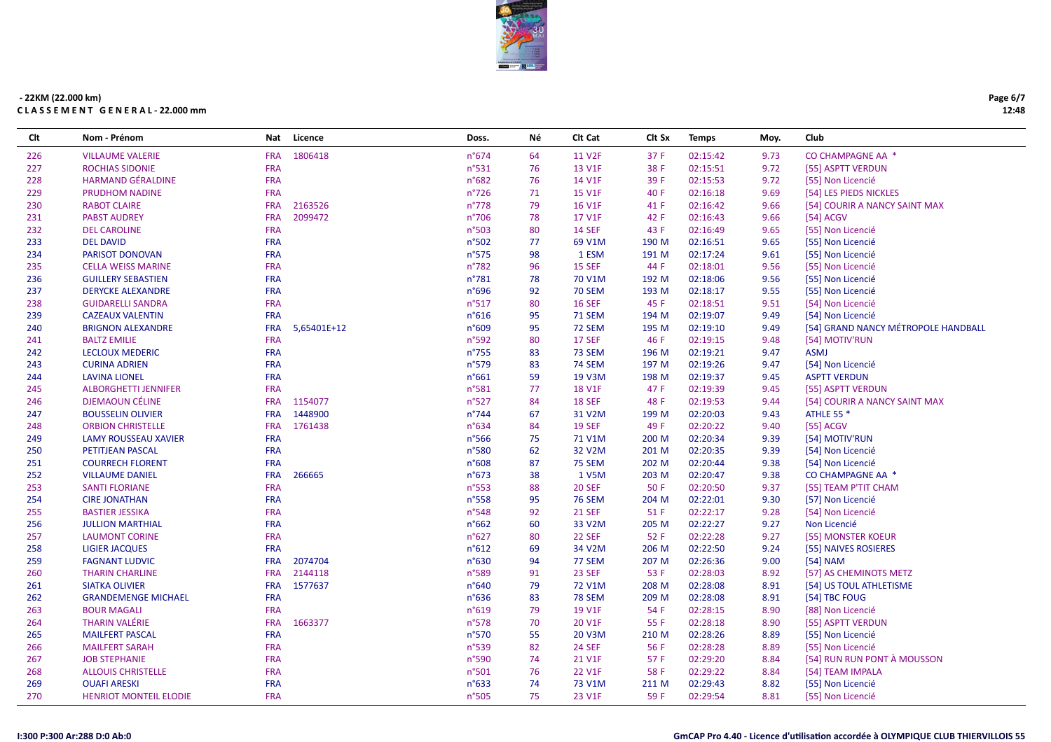- 22KM (22.000 km)

**C L A S S E M E N T   G E N E R A L - 22.000 mm**

| Clt | Nom - Prénom | Nat | Licence | Doss. | Né | Clt Cat | Clt Sx | Temps | Moy. | Club |
|---|---|---|---|---|---|---|---|---|---|---|
| 226 | VILLAUME VALERIE | FRA | 1806418 | n°674 | 64 | 11 V2F | 37 F | 02:15:42 | 9.73 | CO CHAMPAGNE AA * |
| 227 | ROCHIAS SIDONIE | FRA | | n°531 | 76 | 13 V1F | 38 F | 02:15:51 | 9.72 | [55] ASPTT VERDUN |
| 228 | HARMAND GÉRALDINE | FRA | | n°682 | 76 | 14 V1F | 39 F | 02:15:53 | 9.72 | [55] Non Licencié |
| 229 | PRUDHOM NADINE | FRA | | n°726 | 71 | 15 V1F | 40 F | 02:16:18 | 9.69 | [54] LES PIEDS NICKLES |
| 230 | RABOT CLAIRE | FRA | 2163526 | n°778 | 79 | 16 V1F | 41 F | 02:16:42 | 9.66 | [54] COURIR A NANCY SAINT MAX |
| 231 | PABST AUDREY | FRA | 2099472 | n°706 | 78 | 17 V1F | 42 F | 02:16:43 | 9.66 | [54] ACGV |
| 232 | DEL CAROLINE | FRA | | n°503 | 80 | 14 SEF | 43 F | 02:16:49 | 9.65 | [55] Non Licencié |
| 233 | DEL DAVID | FRA | | n°502 | 77 | 69 V1M | 190 M | 02:16:51 | 9.65 | [55] Non Licencié |
| 234 | PARISOT DONOVAN | FRA | | n°575 | 98 | 1 ESM | 191 M | 02:17:24 | 9.61 | [55] Non Licencié |
| 235 | CELLA WEISS MARINE | FRA | | n°782 | 96 | 15 SEF | 44 F | 02:18:01 | 9.56 | [55] Non Licencié |
| 236 | GUILLERY SEBASTIEN | FRA | | n°781 | 78 | 70 V1M | 192 M | 02:18:06 | 9.56 | [55] Non Licencié |
| 237 | DERYCKE ALEXANDRE | FRA | | n°696 | 92 | 70 SEM | 193 M | 02:18:17 | 9.55 | [55] Non Licencié |
| 238 | GUIDARELLI SANDRA | FRA | | n°517 | 80 | 16 SEF | 45 F | 02:18:51 | 9.51 | [54] Non Licencié |
| 239 | CAZEAUX VALENTIN | FRA | | n°616 | 95 | 71 SEM | 194 M | 02:19:07 | 9.49 | [54] Non Licencié |
| 240 | BRIGNON ALEXANDRE | FRA | 5,65401E+12 | n°609 | 95 | 72 SEM | 195 M | 02:19:10 | 9.49 | [54] GRAND NANCY MÉTROPOLE HANDBALL |
| 241 | BALTZ EMILIE | FRA | | n°592 | 80 | 17 SEF | 46 F | 02:19:15 | 9.48 | [54] MOTIV'RUN |
| 242 | LECLOUX MEDERIC | FRA | | n°755 | 83 | 73 SEM | 196 M | 02:19:21 | 9.47 | ASMJ |
| 243 | CURINA ADRIEN | FRA | | n°579 | 83 | 74 SEM | 197 M | 02:19:26 | 9.47 | [54] Non Licencié |
| 244 | LAVINA LIONEL | FRA | | n°661 | 59 | 19 V3M | 198 M | 02:19:37 | 9.45 | ASPTT VERDUN |
| 245 | ALBORGHETTI JENNIFER | FRA | | n°581 | 77 | 18 V1F | 47 F | 02:19:39 | 9.45 | [55] ASPTT VERDUN |
| 246 | DJEMAOUN CÉLINE | FRA | 1154077 | n°527 | 84 | 18 SEF | 48 F | 02:19:53 | 9.44 | [54] COURIR A NANCY SAINT MAX |
| 247 | BOUSSELIN OLIVIER | FRA | 1448900 | n°744 | 67 | 31 V2M | 199 M | 02:20:03 | 9.43 | ATHLE 55 * |
| 248 | ORBION CHRISTELLE | FRA | 1761438 | n°634 | 84 | 19 SEF | 49 F | 02:20:22 | 9.40 | [55] ACGV |
| 249 | LAMY ROUSSEAU XAVIER | FRA | | n°566 | 75 | 71 V1M | 200 M | 02:20:34 | 9.39 | [54] MOTIV'RUN |
| 250 | PETITJEAN PASCAL | FRA | | n°580 | 62 | 32 V2M | 201 M | 02:20:35 | 9.39 | [54] Non Licencié |
| 251 | COURRECH FLORENT | FRA | | n°608 | 87 | 75 SEM | 202 M | 02:20:44 | 9.38 | [54] Non Licencié |
| 252 | VILLAUME DANIEL | FRA | 266665 | n°673 | 38 | 1 V5M | 203 M | 02:20:47 | 9.38 | CO CHAMPAGNE AA * |
| 253 | SANTI FLORIANE | FRA | | n°553 | 88 | 20 SEF | 50 F | 02:20:50 | 9.37 | [55] TEAM P'TIT CHAM |
| 254 | CIRE JONATHAN | FRA | | n°558 | 95 | 76 SEM | 204 M | 02:22:01 | 9.30 | [57] Non Licencié |
| 255 | BASTIER JESSIKA | FRA | | n°548 | 92 | 21 SEF | 51 F | 02:22:17 | 9.28 | [54] Non Licencié |
| 256 | JULLION MARTHIAL | FRA | | n°662 | 60 | 33 V2M | 205 M | 02:22:27 | 9.27 | Non Licencié |
| 257 | LAUMONT CORINE | FRA | | n°627 | 80 | 22 SEF | 52 F | 02:22:28 | 9.27 | [55] MONSTER KOEUR |
| 258 | LIGIER JACQUES | FRA | | n°612 | 69 | 34 V2M | 206 M | 02:22:50 | 9.24 | [55] NAIVES ROSIERES |
| 259 | FAGNANT LUDVIC | FRA | 2074704 | n°630 | 94 | 77 SEM | 207 M | 02:26:36 | 9.00 | [54] NAM |
| 260 | THARIN CHARLINE | FRA | 2144118 | n°589 | 91 | 23 SEF | 53 F | 02:28:03 | 8.92 | [57] AS CHEMINOTS METZ |
| 261 | SIATKA OLIVIER | FRA | 1577637 | n°640 | 79 | 72 V1M | 208 M | 02:28:08 | 8.91 | [54] US TOUL ATHLETISME |
| 262 | GRANDEMENGE MICHAEL | FRA | | n°636 | 83 | 78 SEM | 209 M | 02:28:08 | 8.91 | [54] TBC FOUG |
| 263 | BOUR MAGALI | FRA | | n°619 | 79 | 19 V1F | 54 F | 02:28:15 | 8.90 | [88] Non Licencié |
| 264 | THARIN VALÉRIE | FRA | 1663377 | n°578 | 70 | 20 V1F | 55 F | 02:28:18 | 8.90 | [55] ASPTT VERDUN |
| 265 | MAILFERT PASCAL | FRA | | n°570 | 55 | 20 V3M | 210 M | 02:28:26 | 8.89 | [55] Non Licencié |
| 266 | MAILFERT SARAH | FRA | | n°539 | 82 | 24 SEF | 56 F | 02:28:28 | 8.89 | [55] Non Licencié |
| 267 | JOB STEPHANIE | FRA | | n°590 | 74 | 21 V1F | 57 F | 02:29:20 | 8.84 | [54] RUN RUN PONT À MOUSSON |
| 268 | ALLOUIS CHRISTELLE | FRA | | n°501 | 76 | 22 V1F | 58 F | 02:29:22 | 8.84 | [54] TEAM IMPALA |
| 269 | OUAFI ARESKI | FRA | | n°633 | 74 | 73 V1M | 211 M | 02:29:43 | 8.82 | [55] Non Licencié |
| 270 | HENRIOT MONTEIL ELODIE | FRA | | n°505 | 75 | 23 V1F | 59 F | 02:29:54 | 8.81 | [55] Non Licencié |

I:300 P:300 Ar:288 D:0 Ab:0

GmCAP Pro 4.40 - Licence d'utilisation accordée à OLYMPIQUE CLUB THIERVILLOIS 55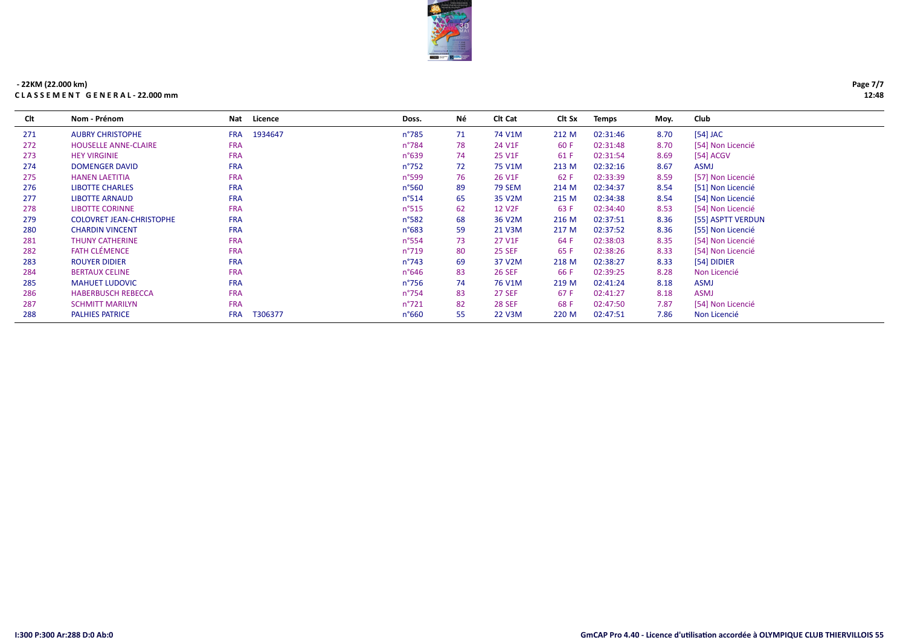**- 22KM (22.000 km)**
**C L A S S E M E N T G E N E R A L - 22.000 mm**

| Clt | Nom - Prénom | Nat | Licence | Doss. | Né | Clt Cat | Clt Sx | Temps | Moy. | Club |
|---|---|---|---|---|---|---|---|---|---|---|
| 271 | AUBRY CHRISTOPHE | FRA | 1934647 | n°785 | 71 | 74 V1M | 212 M | 02:31:46 | 8.70 | [54] JAC |
| 272 | HOUSELLE ANNE-CLAIRE | FRA | | n°784 | 78 | 24 V1F | 60 F | 02:31:48 | 8.70 | [54] Non Licencié |
| 273 | HEY VIRGINIE | FRA | | n°639 | 74 | 25 V1F | 61 F | 02:31:54 | 8.69 | [54] ACGV |
| 274 | DOMENGER DAVID | FRA | | n°752 | 72 | 75 V1M | 213 M | 02:32:16 | 8.67 | ASMJ |
| 275 | HANEN LAETITIA | FRA | | n°599 | 76 | 26 V1F | 62 F | 02:33:39 | 8.59 | [57] Non Licencié |
| 276 | LIBOTTE CHARLES | FRA | | n°560 | 89 | 79 SEM | 214 M | 02:34:37 | 8.54 | [51] Non Licencié |
| 277 | LIBOTTE ARNAUD | FRA | | n°514 | 65 | 35 V2M | 215 M | 02:34:38 | 8.54 | [54] Non Licencié |
| 278 | LIBOTTE CORINNE | FRA | | n°515 | 62 | 12 V2F | 63 F | 02:34:40 | 8.53 | [54] Non Licencié |
| 279 | COLOVRET JEAN-CHRISTOPHE | FRA | | n°582 | 68 | 36 V2M | 216 M | 02:37:51 | 8.36 | [55] ASPTT VERDUN |
| 280 | CHARDIN VINCENT | FRA | | n°683 | 59 | 21 V3M | 217 M | 02:37:52 | 8.36 | [55] Non Licencié |
| 281 | THUNY CATHERINE | FRA | | n°554 | 73 | 27 V1F | 64 F | 02:38:03 | 8.35 | [54] Non Licencié |
| 282 | FATH CLÉMENCE | FRA | | n°719 | 80 | 25 SEF | 65 F | 02:38:26 | 8.33 | [54] Non Licencié |
| 283 | ROUYER DIDIER | FRA | | n°743 | 69 | 37 V2M | 218 M | 02:38:27 | 8.33 | [54] DIDIER |
| 284 | BERTAUX CELINE | FRA | | n°646 | 83 | 26 SEF | 66 F | 02:39:25 | 8.28 | Non Licencié |
| 285 | MAHUET LUDOVIC | FRA | | n°756 | 74 | 76 V1M | 219 M | 02:41:24 | 8.18 | ASMJ |
| 286 | HABERBUSCH REBECCA | FRA | | n°754 | 83 | 27 SEF | 67 F | 02:41:27 | 8.18 | ASMJ |
| 287 | SCHMITT MARILYN | FRA | | n°721 | 82 | 28 SEF | 68 F | 02:47:50 | 7.87 | [54] Non Licencié |
| 288 | PALHIES PATRICE | FRA | T306377 | n°660 | 55 | 22 V3M | 220 M | 02:47:51 | 7.86 | Non Licencié |

I:300 P:300 Ar:288 D:0 Ab:0

GmCAP Pro 4.40 - Licence d'utilisation accordée à OLYMPIQUE CLUB THIERVILLOIS 55